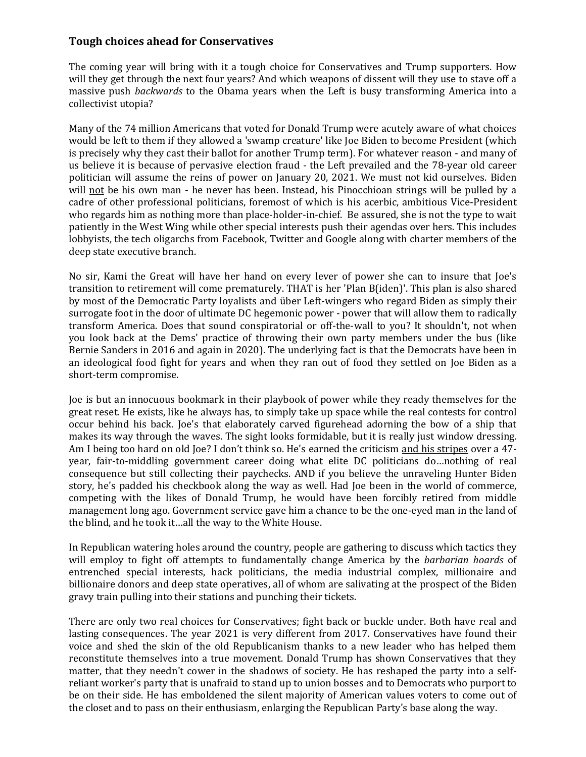## Tough choices ahead for Conservatives

The coming year will bring with it a tough choice for Conservatives and Trump supporters. How will they get through the next four years? And which weapons of dissent will they use to stave off a massive push *backwards* to the Obama years when the Left is busy transforming America into a collectivist utopia?

Many of the 74 million Americans that voted for Donald Trump were acutely aware of what choices would be left to them if they allowed a 'swamp creature' like Joe Biden to become President (which is precisely why they cast their ballot for another Trump term). For whatever reason - and many of us believe it is because of pervasive election fraud - the Left prevailed and the 78-year old career politician will assume the reins of power on January 20, 2021. We must not kid ourselves. Biden will <u>not</u> be his own man - he never has been. Instead, his Pinocchioan strings will be pulled by a cadre of other professional politicians, foremost of which is his acerbic, ambitious Vice-President who regards him as nothing more than place-holder-in-chief. Be assured, she is not the type to wait patiently in the West Wing while other special interests push their agendas over hers. This includes lobbyists, the tech oligarchs from Facebook, Twitter and Google along with charter members of the deep state executive branch.

No sir, Kami the Great will have her hand on every lever of power she can to insure that Joe's transition to retirement will come prematurely. THAT is her 'Plan B(iden)'. This plan is also shared by most of the Democratic Party loyalists and über Left-wingers who regard Biden as simply their surrogate foot in the door of ultimate DC hegemonic power - power that will allow them to radically transform America. Does that sound conspiratorial or off-the-wall to you? It shouldn't, not when you look back at the Dems' practice of throwing their own party members under the bus (like Bernie Sanders in 2016 and again in 2020). The underlying fact is that the Democrats have been in an ideological food fight for years and when they ran out of food they settled on Joe Biden as a short-term compromise.

Joe is but an innocuous bookmark in their playbook of power while they ready themselves for the great reset. He exists, like he always has, to simply take up space while the real contests for control occur behind his back. Joe's that elaborately carved figurehead adorning the bow of a ship that makes its way through the waves. The sight looks formidable, but it is really just window dressing. Am I being too hard on old Joe? I don't think so. He's earned the criticism <u>and his stripes</u> over a 47-year, fair-to-middling government career doing what elite DC politicians do…nothing of real consequence but still collecting their paychecks. AND if you believe the unraveling Hunter Biden story, he's padded his checkbook along the way as well. Had Joe been in the world of commerce, competing with the likes of Donald Trump, he would have been forcibly retired from middle management long ago. Government service gave him a chance to be the one-eyed man in the land of the blind, and he took it…all the way to the White House.

In Republican watering holes around the country, people are gathering to discuss which tactics they will employ to fight off attempts to fundamentally change America by the *barbarian hoards* of entrenched special interests, hack politicians, the media industrial complex, millionaire and billionaire donors and deep state operatives, all of whom are salivating at the prospect of the Biden gravy train pulling into their stations and punching their tickets.

There are only two real choices for Conservatives; fight back or buckle under. Both have real and lasting consequences. The year 2021 is very different from 2017. Conservatives have found their voice and shed the skin of the old Republicanism thanks to a new leader who has helped them reconstitute themselves into a true movement. Donald Trump has shown Conservatives that they matter, that they needn't cower in the shadows of society. He has reshaped the party into a self-reliant worker's party that is unafraid to stand up to union bosses and to Democrats who purport to be on their side. He has emboldened the silent majority of American values voters to come out of the closet and to pass on their enthusiasm, enlarging the Republican Party's base along the way.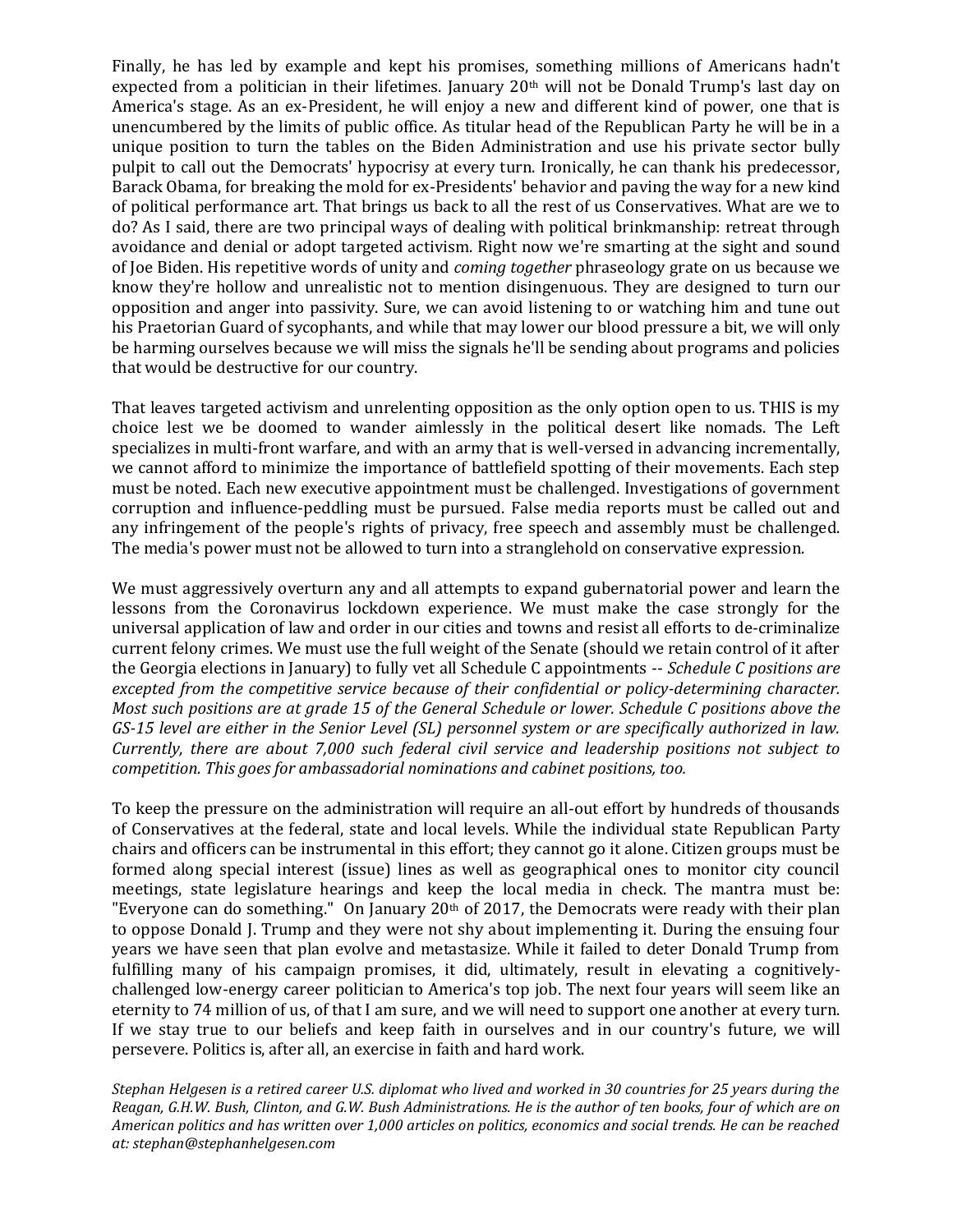Finally, he has led by example and kept his promises, something millions of Americans hadn't expected from a politician in their lifetimes. January 20th will not be Donald Trump's last day on America's stage. As an ex-President, he will enjoy a new and different kind of power, one that is unencumbered by the limits of public office. As titular head of the Republican Party he will be in a unique position to turn the tables on the Biden Administration and use his private sector bully pulpit to call out the Democrats' hypocrisy at every turn. Ironically, he can thank his predecessor, Barack Obama, for breaking the mold for ex-Presidents' behavior and paving the way for a new kind of political performance art. That brings us back to all the rest of us Conservatives. What are we to do? As I said, there are two principal ways of dealing with political brinkmanship: retreat through avoidance and denial or adopt targeted activism. Right now we're smarting at the sight and sound of Joe Biden. His repetitive words of unity and *coming together* phraseology grate on us because we know they're hollow and unrealistic not to mention disingenuous. They are designed to turn our opposition and anger into passivity. Sure, we can avoid listening to or watching him and tune out his Praetorian Guard of sycophants, and while that may lower our blood pressure a bit, we will only be harming ourselves because we will miss the signals he'll be sending about programs and policies that would be destructive for our country.

That leaves targeted activism and unrelenting opposition as the only option open to us. THIS is my choice lest we be doomed to wander aimlessly in the political desert like nomads. The Left specializes in multi-front warfare, and with an army that is well-versed in advancing incrementally, we cannot afford to minimize the importance of battlefield spotting of their movements. Each step must be noted. Each new executive appointment must be challenged. Investigations of government corruption and influence-peddling must be pursued. False media reports must be called out and any infringement of the people's rights of privacy, free speech and assembly must be challenged. The media's power must not be allowed to turn into a stranglehold on conservative expression.

We must aggressively overturn any and all attempts to expand gubernatorial power and learn the lessons from the Coronavirus lockdown experience. We must make the case strongly for the universal application of law and order in our cities and towns and resist all efforts to de-criminalize current felony crimes. We must use the full weight of the Senate (should we retain control of it after the Georgia elections in January) to fully vet all Schedule C appointments -- *Schedule C positions are excepted from the competitive service because of their confidential or policy-determining character. Most such positions are at grade 15 of the General Schedule or lower. Schedule C positions above the GS-15 level are either in the Senior Level (SL) personnel system or are specifically authorized in law. Currently, there are about 7,000 such federal civil service and leadership positions not subject to competition. This goes for ambassadorial nominations and cabinet positions, too.*

To keep the pressure on the administration will require an all-out effort by hundreds of thousands of Conservatives at the federal, state and local levels. While the individual state Republican Party chairs and officers can be instrumental in this effort; they cannot go it alone. Citizen groups must be formed along special interest (issue) lines as well as geographical ones to monitor city council meetings, state legislature hearings and keep the local media in check. The mantra must be: "Everyone can do something." On January 20th of 2017, the Democrats were ready with their plan to oppose Donald J. Trump and they were not shy about implementing it. During the ensuing four years we have seen that plan evolve and metastasize. While it failed to deter Donald Trump from fulfilling many of his campaign promises, it did, ultimately, result in elevating a cognitively-challenged low-energy career politician to America's top job. The next four years will seem like an eternity to 74 million of us, of that I am sure, and we will need to support one another at every turn. If we stay true to our beliefs and keep faith in ourselves and in our country's future, we will persevere. Politics is, after all, an exercise in faith and hard work.

*Stephan Helgesen is a retired career U.S. diplomat who lived and worked in 30 countries for 25 years during the Reagan, G.H.W. Bush, Clinton, and G.W. Bush Administrations. He is the author of ten books, four of which are on American politics and has written over 1,000 articles on politics, economics and social trends. He can be reached at: stephan@stephanhelgesen.com*